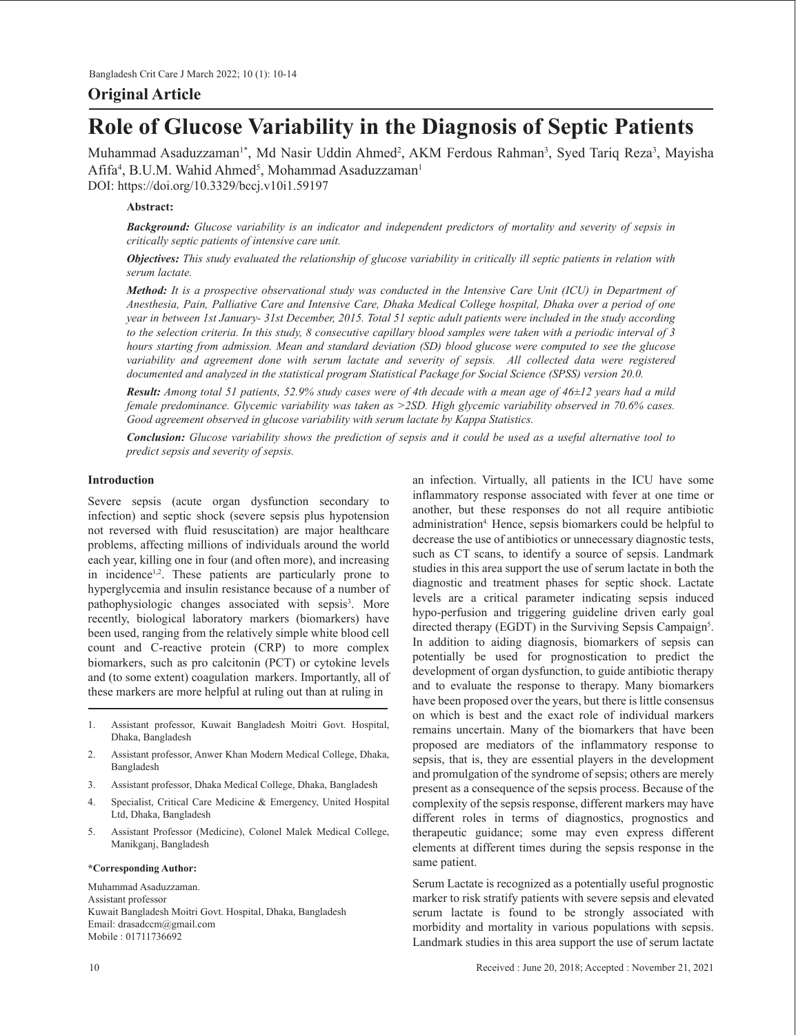## Original Article

# Role of Glucose Variability in the Diagnosis of Septic Patients

Muhammad Asaduzzaman[1*], Md Nasir Uddin Ahmed[2], AKM Ferdous Rahman[3], Syed Tariq Reza[3], Mayisha Afifa[4], B.U.M. Wahid Ahmed[5], Mohammad Asaduzzaman[1]

DOI: https://doi.org/10.3329/bccj.v10i1.59197

**Abstract:**

***Background:*** *Glucose variability is an indicator and independent predictors of mortality and severity of sepsis in critically septic patients of intensive care unit.*

***Objectives:*** *This study evaluated the relationship of glucose variability in critically ill septic patients in relation with serum lactate.*

***Method:*** *It is a prospective observational study was conducted in the Intensive Care Unit (ICU) in Department of Anesthesia, Pain, Palliative Care and Intensive Care, Dhaka Medical College hospital, Dhaka over a period of one year in between 1st January- 31st December, 2015. Total 51 septic adult patients were included in the study according to the selection criteria. In this study, 8 consecutive capillary blood samples were taken with a periodic interval of 3 hours starting from admission. Mean and standard deviation (SD) blood glucose were computed to see the glucose variability and agreement done with serum lactate and severity of sepsis. All collected data were registered documented and analyzed in the statistical program Statistical Package for Social Science (SPSS) version 20.0.*

***Result:*** *Among total 51 patients, 52.9% study cases were of 4th decade with a mean age of 46±12 years had a mild female predominance. Glycemic variability was taken as >2SD. High glycemic variability observed in 70.6% cases. Good agreement observed in glucose variability with serum lactate by Kappa Statistics.*

***Conclusion:*** *Glucose variability shows the prediction of sepsis and it could be used as a useful alternative tool to predict sepsis and severity of sepsis.*

### Introduction

Severe sepsis (acute organ dysfunction secondary to infection) and septic shock (severe sepsis plus hypotension not reversed with fluid resuscitation) are major healthcare problems, affecting millions of individuals around the world each year, killing one in four (and often more), and increasing in incidence[1,2]. These patients are particularly prone to hyperglycemia and insulin resistance because of a number of pathophysiologic changes associated with sepsis[3]. More recently, biological laboratory markers (biomarkers) have been used, ranging from the relatively simple white blood cell count and C-reactive protein (CRP) to more complex biomarkers, such as pro calcitonin (PCT) or cytokine levels and (to some extent) coagulation markers. Importantly, all of these markers are more helpful at ruling out than at ruling in an infection. Virtually, all patients in the ICU have some inflammatory response associated with fever at one time or another, but these responses do not all require antibiotic administration[4]. Hence, sepsis biomarkers could be helpful to decrease the use of antibiotics or unnecessary diagnostic tests, such as CT scans, to identify a source of sepsis. Landmark studies in this area support the use of serum lactate in both the diagnostic and treatment phases for septic shock. Lactate levels are a critical parameter indicating sepsis induced hypo-perfusion and triggering guideline driven early goal directed therapy (EGDT) in the Surviving Sepsis Campaign[5]. In addition to aiding diagnosis, biomarkers of sepsis can potentially be used for prognostication to predict the development of organ dysfunction, to guide antibiotic therapy and to evaluate the response to therapy. Many biomarkers have been proposed over the years, but there is little consensus on which is best and the exact role of individual markers remains uncertain. Many of the biomarkers that have been proposed are mediators of the inflammatory response to sepsis, that is, they are essential players in the development and promulgation of the syndrome of sepsis; others are merely present as a consequence of the sepsis process. Because of the complexity of the sepsis response, different markers may have different roles in terms of diagnostics, prognostics and therapeutic guidance; some may even express different elements at different times during the sepsis response in the same patient.

Serum Lactate is recognized as a potentially useful prognostic marker to risk stratify patients with severe sepsis and elevated serum lactate is found to be strongly associated with morbidity and mortality in various populations with sepsis. Landmark studies in this area support the use of serum lactate

1. Assistant professor, Kuwait Bangladesh Moitri Govt. Hospital, Dhaka, Bangladesh
2. Assistant professor, Anwer Khan Modern Medical College, Dhaka, Bangladesh
3. Assistant professor, Dhaka Medical College, Dhaka, Bangladesh
4. Specialist, Critical Care Medicine & Emergency, United Hospital Ltd, Dhaka, Bangladesh
5. Assistant Professor (Medicine), Colonel Malek Medical College, Manikganj, Bangladesh

**\*Corresponding Author:**

Muhammad Asaduzzaman.
Assistant professor
Kuwait Bangladesh Moitri Govt. Hospital, Dhaka, Bangladesh
Email: drasadccm@gmail.com
Mobile : 01711736692

Received : June 20, 2018; Accepted : November 21, 2021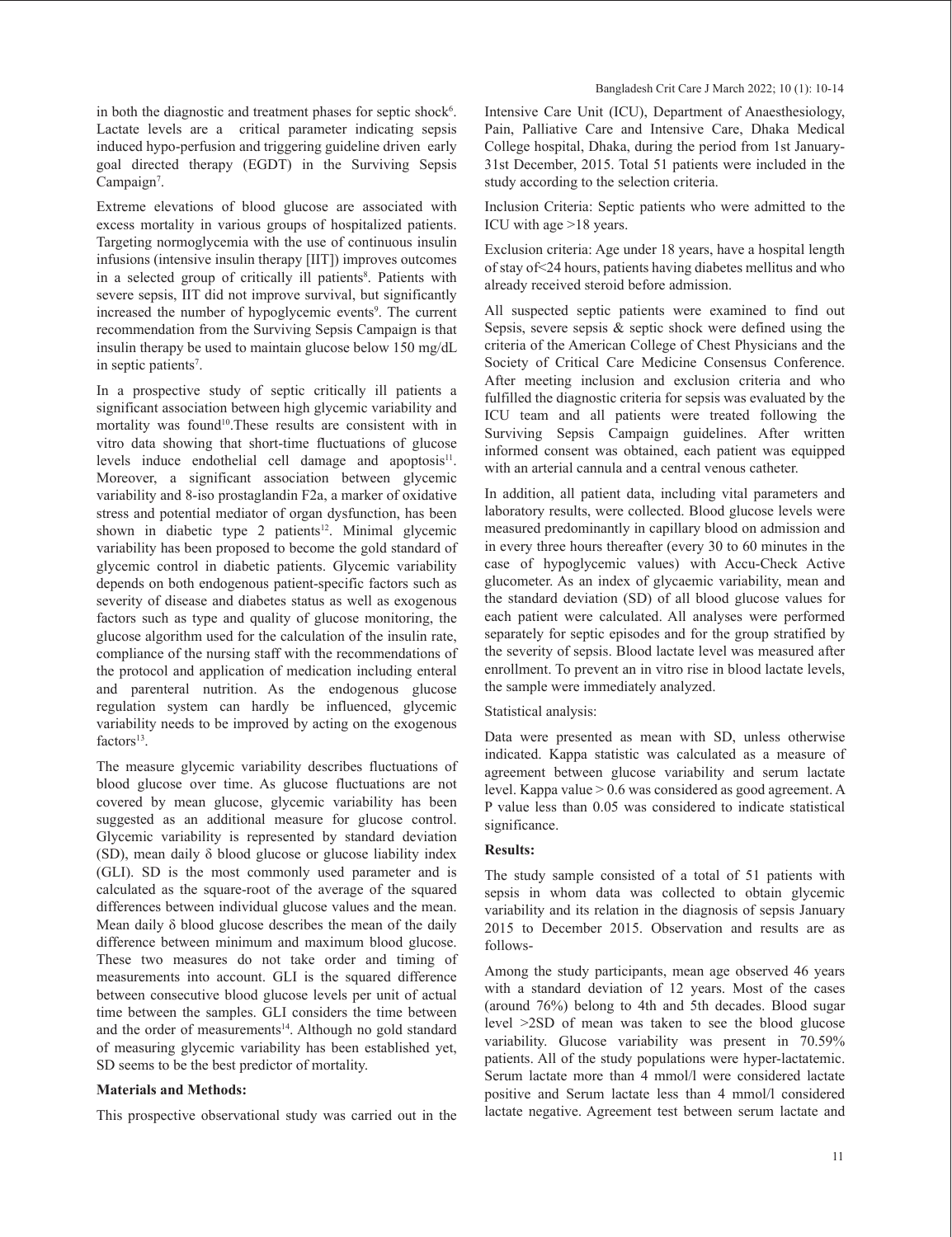in both the diagnostic and treatment phases for septic shock[6]. Lactate levels are a critical parameter indicating sepsis induced hypo-perfusion and triggering guideline driven early goal directed therapy (EGDT) in the Surviving Sepsis Campaign[7].

Extreme elevations of blood glucose are associated with excess mortality in various groups of hospitalized patients. Targeting normoglycemia with the use of continuous insulin infusions (intensive insulin therapy [IIT]) improves outcomes in a selected group of critically ill patients[8]. Patients with severe sepsis, IIT did not improve survival, but significantly increased the number of hypoglycemic events[9]. The current recommendation from the Surviving Sepsis Campaign is that insulin therapy be used to maintain glucose below 150 mg/dL in septic patients[7].

In a prospective study of septic critically ill patients a significant association between high glycemic variability and mortality was found[10].These results are consistent with in vitro data showing that short-time fluctuations of glucose levels induce endothelial cell damage and apoptosis[11]. Moreover, a significant association between glycemic variability and 8-iso prostaglandin F2a, a marker of oxidative stress and potential mediator of organ dysfunction, has been shown in diabetic type 2 patients[12]. Minimal glycemic variability has been proposed to become the gold standard of glycemic control in diabetic patients. Glycemic variability depends on both endogenous patient-specific factors such as severity of disease and diabetes status as well as exogenous factors such as type and quality of glucose monitoring, the glucose algorithm used for the calculation of the insulin rate, compliance of the nursing staff with the recommendations of the protocol and application of medication including enteral and parenteral nutrition. As the endogenous glucose regulation system can hardly be influenced, glycemic variability needs to be improved by acting on the exogenous factors[13].

The measure glycemic variability describes fluctuations of blood glucose over time. As glucose fluctuations are not covered by mean glucose, glycemic variability has been suggested as an additional measure for glucose control. Glycemic variability is represented by standard deviation (SD), mean daily δ blood glucose or glucose liability index (GLI). SD is the most commonly used parameter and is calculated as the square-root of the average of the squared differences between individual glucose values and the mean. Mean daily δ blood glucose describes the mean of the daily difference between minimum and maximum blood glucose. These two measures do not take order and timing of measurements into account. GLI is the squared difference between consecutive blood glucose levels per unit of actual time between the samples. GLI considers the time between and the order of measurements[14]. Although no gold standard of measuring glycemic variability has been established yet, SD seems to be the best predictor of mortality.

**Materials and Methods:**

This prospective observational study was carried out in the Intensive Care Unit (ICU), Department of Anaesthesiology, Pain, Palliative Care and Intensive Care, Dhaka Medical College hospital, Dhaka, during the period from 1st January-31st December, 2015. Total 51 patients were included in the study according to the selection criteria.

Inclusion Criteria: Septic patients who were admitted to the ICU with age >18 years.

Exclusion criteria: Age under 18 years, have a hospital length of stay of<24 hours, patients having diabetes mellitus and who already received steroid before admission.

All suspected septic patients were examined to find out Sepsis, severe sepsis & septic shock were defined using the criteria of the American College of Chest Physicians and the Society of Critical Care Medicine Consensus Conference. After meeting inclusion and exclusion criteria and who fulfilled the diagnostic criteria for sepsis was evaluated by the ICU team and all patients were treated following the Surviving Sepsis Campaign guidelines. After written informed consent was obtained, each patient was equipped with an arterial cannula and a central venous catheter.

In addition, all patient data, including vital parameters and laboratory results, were collected. Blood glucose levels were measured predominantly in capillary blood on admission and in every three hours thereafter (every 30 to 60 minutes in the case of hypoglycemic values) with Accu-Check Active glucometer. As an index of glycaemic variability, mean and the standard deviation (SD) of all blood glucose values for each patient were calculated. All analyses were performed separately for septic episodes and for the group stratified by the severity of sepsis. Blood lactate level was measured after enrollment. To prevent an in vitro rise in blood lactate levels, the sample were immediately analyzed.

Statistical analysis:

Data were presented as mean with SD, unless otherwise indicated. Kappa statistic was calculated as a measure of agreement between glucose variability and serum lactate level. Kappa value > 0.6 was considered as good agreement. A P value less than 0.05 was considered to indicate statistical significance.

**Results:**

The study sample consisted of a total of 51 patients with sepsis in whom data was collected to obtain glycemic variability and its relation in the diagnosis of sepsis January 2015 to December 2015. Observation and results are as follows-

Among the study participants, mean age observed 46 years with a standard deviation of 12 years. Most of the cases (around 76%) belong to 4th and 5th decades. Blood sugar level >2SD of mean was taken to see the blood glucose variability. Glucose variability was present in 70.59% patients. All of the study populations were hyper-lactatemic. Serum lactate more than 4 mmol/l were considered lactate positive and Serum lactate less than 4 mmol/l considered lactate negative. Agreement test between serum lactate and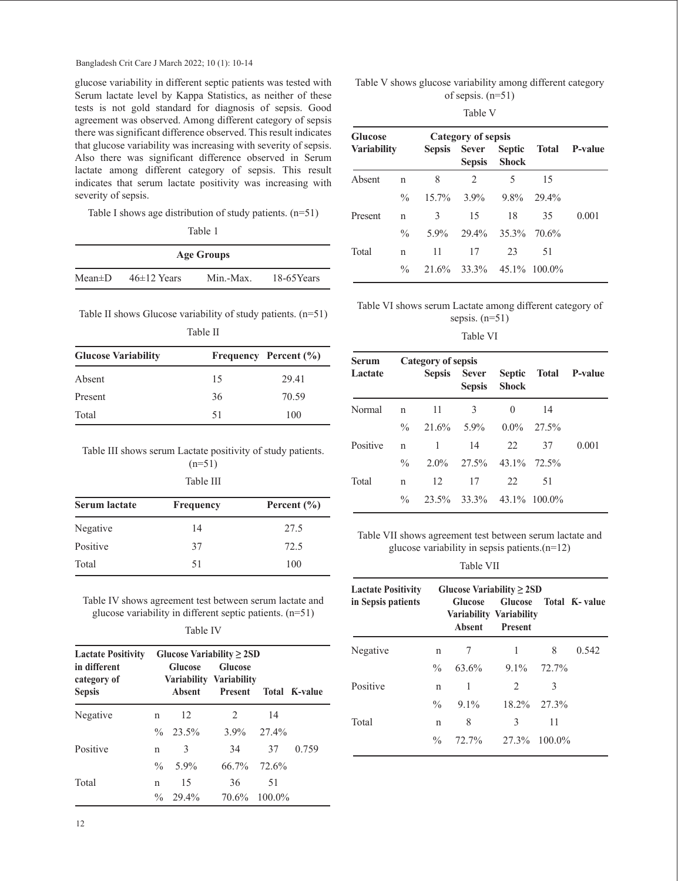glucose variability in different septic patients was tested with Serum lactate level by Kappa Statistics, as neither of these tests is not gold standard for diagnosis of sepsis. Good agreement was observed. Among different category of sepsis there was significant difference observed. This result indicates that glucose variability was increasing with severity of sepsis. Also there was significant difference observed in Serum lactate among different category of sepsis. This result indicates that serum lactate positivity was increasing with severity of sepsis.

Table I shows age distribution of study patients. (n=51)

Table 1

| Age Groups | | | |
|---|---|---|---|
| Mean±D | 46±12 Years | Min.-Max. | 18-65Years |

Table II shows Glucose variability of study patients. (n=51)

Table II

| Glucose Variability | Frequency | Percent (%) |
|---|---|---|
| Absent | 15 | 29.41 |
| Present | 36 | 70.59 |
| Total | 51 | 100 |

Table III shows serum Lactate positivity of study patients. (n=51)

Table III

| Serum lactate | Frequency | Percent (%) |
|---|---|---|
| Negative | 14 | 27.5 |
| Positive | 37 | 72.5 |
| Total | 51 | 100 |

Table IV shows agreement test between serum lactate and glucose variability in different septic patients. (n=51)

Table IV

| Lactate Positivity in different category of Sepsis | | Glucose Variability ≥ 2SD | | | |
|---|---|---|---|---|---|
| | | Glucose Variability Absent | Glucose Variability Present | Total | Ƙ-value |
| Negative | n | 12 | 2 | 14 | |
| | % | 23.5% | 3.9% | 27.4% | |
| Positive | n | 3 | 34 | 37 | 0.759 |
| | % | 5.9% | 66.7% | 72.6% | |
| Total | n | 15 | 36 | 51 | |
| | % | 29.4% | 70.6% | 100.0% | |

Table V shows glucose variability among different category of sepsis. (n=51)

Table V

| Glucose Variability | | Category of sepsis | | | | |
|---|---|---|---|---|---|---|
| | | Sepsis | Sever Sepsis | Septic Shock | Total | P-value |
| Absent | n | 8 | 2 | 5 | 15 | |
| | % | 15.7% | 3.9% | 9.8% | 29.4% | |
| Present | n | 3 | 15 | 18 | 35 | 0.001 |
| | % | 5.9% | 29.4% | 35.3% | 70.6% | |
| Total | n | 11 | 17 | 23 | 51 | |
| | % | 21.6% | 33.3% | 45.1% | 100.0% | |

Table VI shows serum Lactate among different category of sepsis. (n=51)

Table VI

| Serum Lactate | | Category of sepsis | | | | |
|---|---|---|---|---|---|---|
| | | Sepsis | Sever Sepsis | Septic Shock | Total | P-value |
| Normal | n | 11 | 3 | 0 | 14 | |
| | % | 21.6% | 5.9% | 0.0% | 27.5% | |
| Positive | n | 1 | 14 | 22 | 37 | 0.001 |
| | % | 2.0% | 27.5% | 43.1% | 72.5% | |
| Total | n | 12 | 17 | 22 | 51 | |
| | % | 23.5% | 33.3% | 43.1% | 100.0% | |

Table VII shows agreement test between serum lactate and glucose variability in sepsis patients.(n=12)

Table VII

| Lactate Positivity in Sepsis patients | | Glucose Variability ≥ 2SD | | | |
|---|---|---|---|---|---|
| | | Glucose Variability Absent | Glucose Variability Present | Total | Ƙ- value |
| Negative | n | 7 | 1 | 8 | 0.542 |
| | % | 63.6% | 9.1% | 72.7% | |
| Positive | n | 1 | 2 | 3 | |
| | % | 9.1% | 18.2% | 27.3% | |
| Total | n | 8 | 3 | 11 | |
| | % | 72.7% | 27.3% | 100.0% | |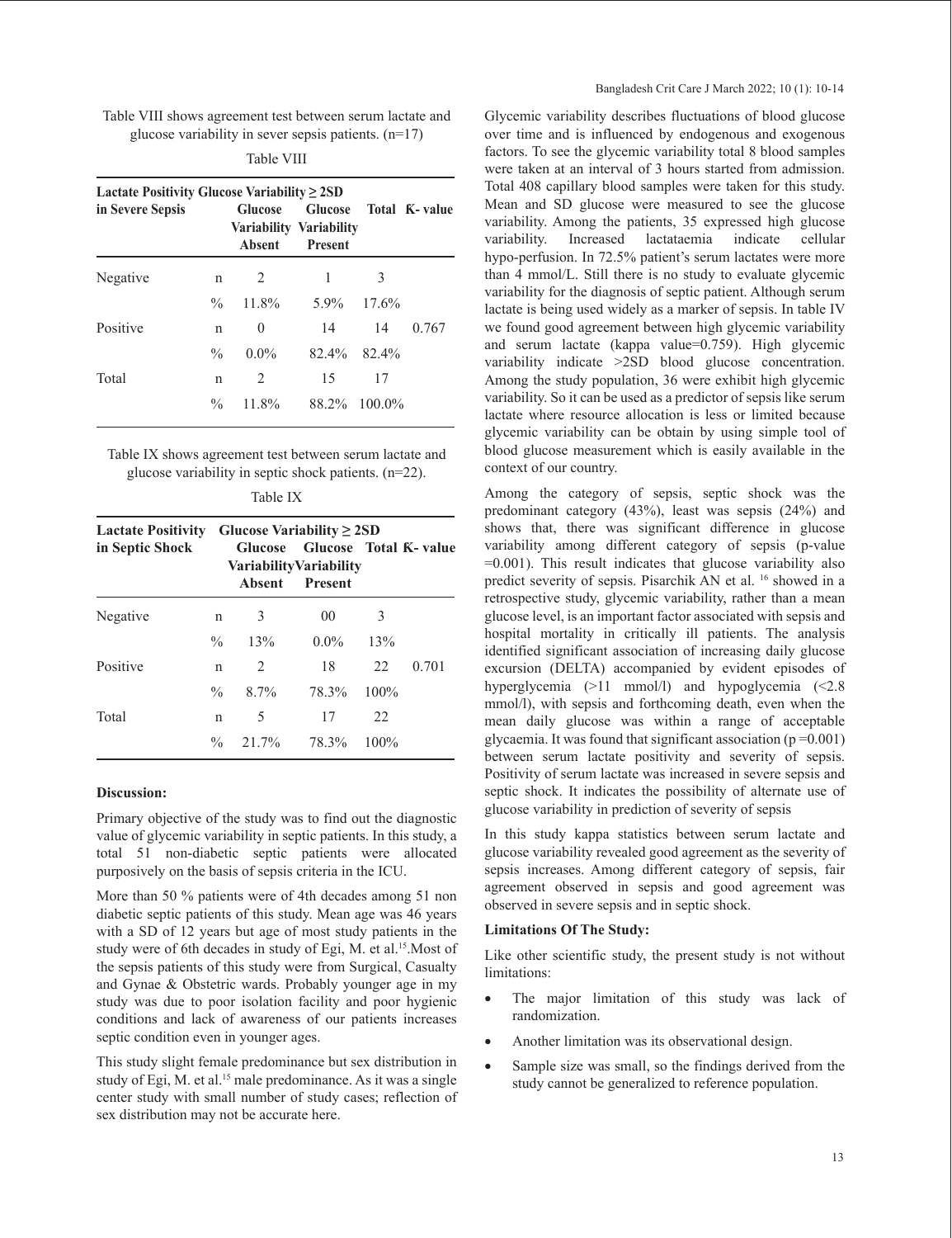Table VIII shows agreement test between serum lactate and glucose variability in sever sepsis patients. (n=17)

Table VIII

| Lactate Positivity in Severe Sepsis | | Glucose Variability ≥ 2SD | | | |
|---|---|---|---|---|---|
| | | Glucose Variability Absent | Glucose Variability Present | Total | Ḱ- value |
| Negative | n | 2 | 1 | 3 | |
| | % | 11.8% | 5.9% | 17.6% | |
| Positive | n | 0 | 14 | 14 | 0.767 |
| | % | 0.0% | 82.4% | 82.4% | |
| Total | n | 2 | 15 | 17 | |
| | % | 11.8% | 88.2% | 100.0% | |

Table IX shows agreement test between serum lactate and glucose variability in septic shock patients. (n=22).

Table IX

| Lactate Positivity in Septic Shock | | Glucose Variability ≥ 2SD | | | |
|---|---|---|---|---|---|
| | | Glucose Variability Absent | Glucose Variability Present | Total | Ḱ- value |
| Negative | n | 3 | 00 | 3 | |
| | % | 13% | 0.0% | 13% | |
| Positive | n | 2 | 18 | 22 | 0.701 |
| | % | 8.7% | 78.3% | 100% | |
| Total | n | 5 | 17 | 22 | |
| | % | 21.7% | 78.3% | 100% | |

**Discussion:**

Primary objective of the study was to find out the diagnostic value of glycemic variability in septic patients. In this study, a total 51 non-diabetic septic patients were allocated purposively on the basis of sepsis criteria in the ICU.

More than 50 % patients were of 4th decades among 51 non diabetic septic patients of this study. Mean age was 46 years with a SD of 12 years but age of most study patients in the study were of 6th decades in study of Egi, M. et al.[15]. Most of the sepsis patients of this study were from Surgical, Casualty and Gynae & Obstetric wards. Probably younger age in my study was due to poor isolation facility and poor hygienic conditions and lack of awareness of our patients increases septic condition even in younger ages.

This study slight female predominance but sex distribution in study of Egi, M. et al.[15] male predominance. As it was a single center study with small number of study cases; reflection of sex distribution may not be accurate here.

Glycemic variability describes fluctuations of blood glucose over time and is influenced by endogenous and exogenous factors. To see the glycemic variability total 8 blood samples were taken at an interval of 3 hours started from admission. Total 408 capillary blood samples were taken for this study. Mean and SD glucose were measured to see the glucose variability. Among the patients, 35 expressed high glucose variability. Increased lactataemia indicate cellular hypo-perfusion. In 72.5% patient's serum lactates were more than 4 mmol/L. Still there is no study to evaluate glycemic variability for the diagnosis of septic patient. Although serum lactate is being used widely as a marker of sepsis. In table IV we found good agreement between high glycemic variability and serum lactate (kappa value=0.759). High glycemic variability indicate >2SD blood glucose concentration. Among the study population, 36 were exhibit high glycemic variability. So it can be used as a predictor of sepsis like serum lactate where resource allocation is less or limited because glycemic variability can be obtain by using simple tool of blood glucose measurement which is easily available in the context of our country.

Among the category of sepsis, septic shock was the predominant category (43%), least was sepsis (24%) and shows that, there was significant difference in glucose variability among different category of sepsis (p-value =0.001). This result indicates that glucose variability also predict severity of sepsis. Pisarchik AN et al. [16] showed in a retrospective study, glycemic variability, rather than a mean glucose level, is an important factor associated with sepsis and hospital mortality in critically ill patients. The analysis identified significant association of increasing daily glucose excursion (DELTA) accompanied by evident episodes of hyperglycemia (>11 mmol/l) and hypoglycemia (<2.8 mmol/l), with sepsis and forthcoming death, even when the mean daily glucose was within a range of acceptable glycaemia. It was found that significant association (p =0.001) between serum lactate positivity and severity of sepsis. Positivity of serum lactate was increased in severe sepsis and septic shock. It indicates the possibility of alternate use of glucose variability in prediction of severity of sepsis

In this study kappa statistics between serum lactate and glucose variability revealed good agreement as the severity of sepsis increases. Among different category of sepsis, fair agreement observed in sepsis and good agreement was observed in severe sepsis and in septic shock.

**Limitations Of The Study:**

Like other scientific study, the present study is not without limitations:

- The major limitation of this study was lack of randomization.
- Another limitation was its observational design.
- Sample size was small, so the findings derived from the study cannot be generalized to reference population.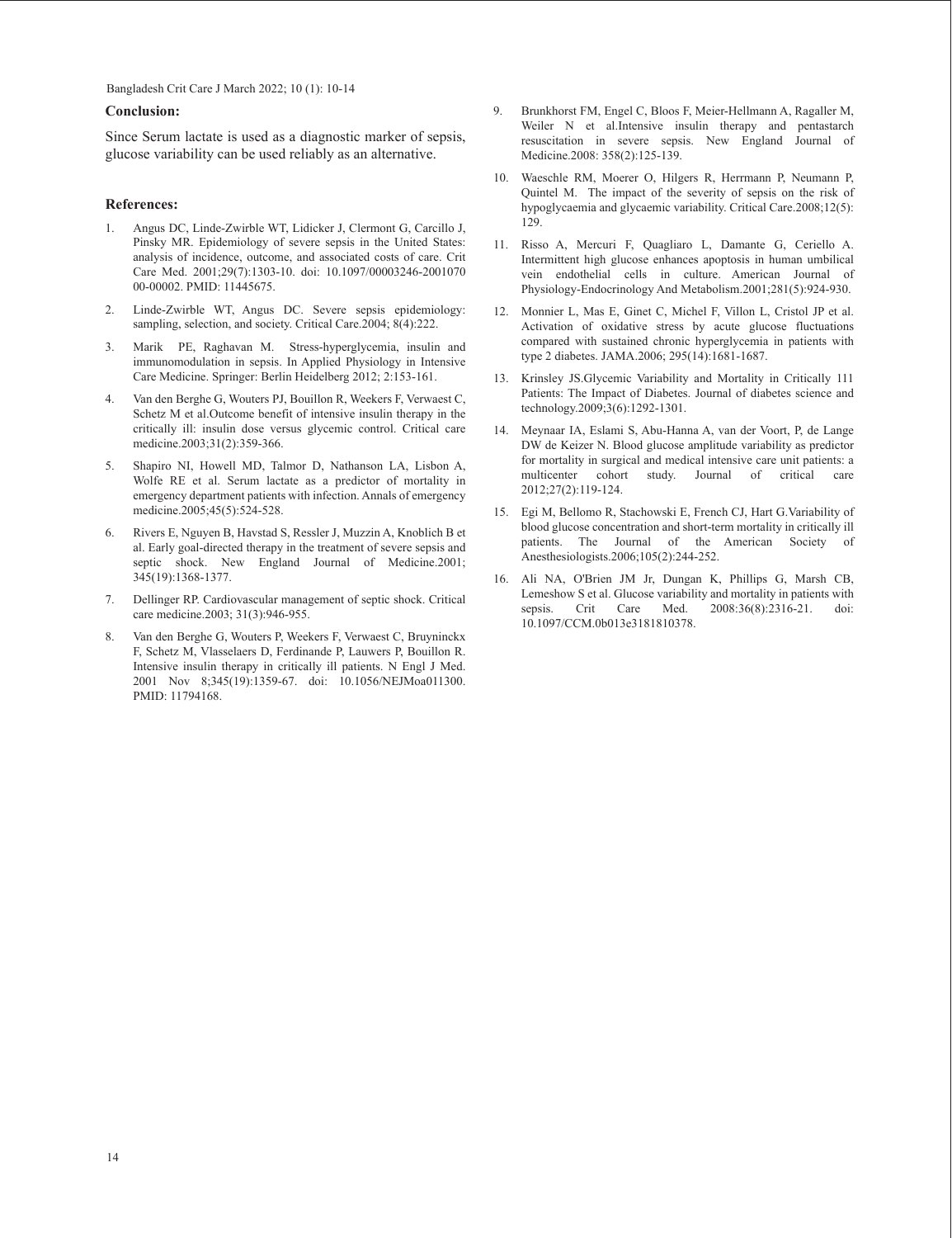## Conclusion:

Since Serum lactate is used as a diagnostic marker of sepsis, glucose variability can be used reliably as an alternative.

## References:

1. Angus DC, Linde-Zwirble WT, Lidicker J, Clermont G, Carcillo J, Pinsky MR. Epidemiology of severe sepsis in the United States: analysis of incidence, outcome, and associated costs of care. Crit Care Med. 2001;29(7):1303-10. doi: 10.1097/00003246-2001070 00-00002. PMID: 11445675.
2. Linde-Zwirble WT, Angus DC. Severe sepsis epidemiology: sampling, selection, and society. Critical Care.2004; 8(4):222.
3. Marik PE, Raghavan M. Stress-hyperglycemia, insulin and immunomodulation in sepsis. In Applied Physiology in Intensive Care Medicine. Springer: Berlin Heidelberg 2012; 2:153-161.
4. Van den Berghe G, Wouters PJ, Bouillon R, Weekers F, Verwaest C, Schetz M et al.Outcome benefit of intensive insulin therapy in the critically ill: insulin dose versus glycemic control. Critical care medicine.2003;31(2):359-366.
5. Shapiro NI, Howell MD, Talmor D, Nathanson LA, Lisbon A, Wolfe RE et al. Serum lactate as a predictor of mortality in emergency department patients with infection. Annals of emergency medicine.2005;45(5):524-528.
6. Rivers E, Nguyen B, Havstad S, Ressler J, Muzzin A, Knoblich B et al. Early goal-directed therapy in the treatment of severe sepsis and septic shock. New England Journal of Medicine.2001; 345(19):1368-1377.
7. Dellinger RP. Cardiovascular management of septic shock. Critical care medicine.2003; 31(3):946-955.
8. Van den Berghe G, Wouters P, Weekers F, Verwaest C, Bruyninckx F, Schetz M, Vlasselaers D, Ferdinande P, Lauwers P, Bouillon R. Intensive insulin therapy in critically ill patients. N Engl J Med. 2001 Nov 8;345(19):1359-67. doi: 10.1056/NEJMoa011300. PMID: 11794168.
9. Brunkhorst FM, Engel C, Bloos F, Meier-Hellmann A, Ragaller M, Weiler N et al.Intensive insulin therapy and pentastarch resuscitation in severe sepsis. New England Journal of Medicine.2008: 358(2):125-139.
10. Waeschle RM, Moerer O, Hilgers R, Herrmann P, Neumann P, Quintel M. The impact of the severity of sepsis on the risk of hypoglycaemia and glycaemic variability. Critical Care.2008;12(5): 129.
11. Risso A, Mercuri F, Quagliaro L, Damante G, Ceriello A. Intermittent high glucose enhances apoptosis in human umbilical vein endothelial cells in culture. American Journal of Physiology-Endocrinology And Metabolism.2001;281(5):924-930.
12. Monnier L, Mas E, Ginet C, Michel F, Villon L, Cristol JP et al. Activation of oxidative stress by acute glucose fluctuations compared with sustained chronic hyperglycemia in patients with type 2 diabetes. JAMA.2006; 295(14):1681-1687.
13. Krinsley JS.Glycemic Variability and Mortality in Critically 111 Patients: The Impact of Diabetes. Journal of diabetes science and technology.2009;3(6):1292-1301.
14. Meynaar IA, Eslami S, Abu-Hanna A, van der Voort, P, de Lange DW de Keizer N. Blood glucose amplitude variability as predictor for mortality in surgical and medical intensive care unit patients: a multicenter cohort study. Journal of critical care 2012;27(2):119-124.
15. Egi M, Bellomo R, Stachowski E, French CJ, Hart G.Variability of blood glucose concentration and short-term mortality in critically ill patients. The Journal of the American Society of Anesthesiologists.2006;105(2):244-252.
16. Ali NA, O'Brien JM Jr, Dungan K, Phillips G, Marsh CB, Lemeshow S et al. Glucose variability and mortality in patients with sepsis. Crit Care Med. 2008:36(8):2316-21. doi: 10.1097/CCM.0b013e3181810378.